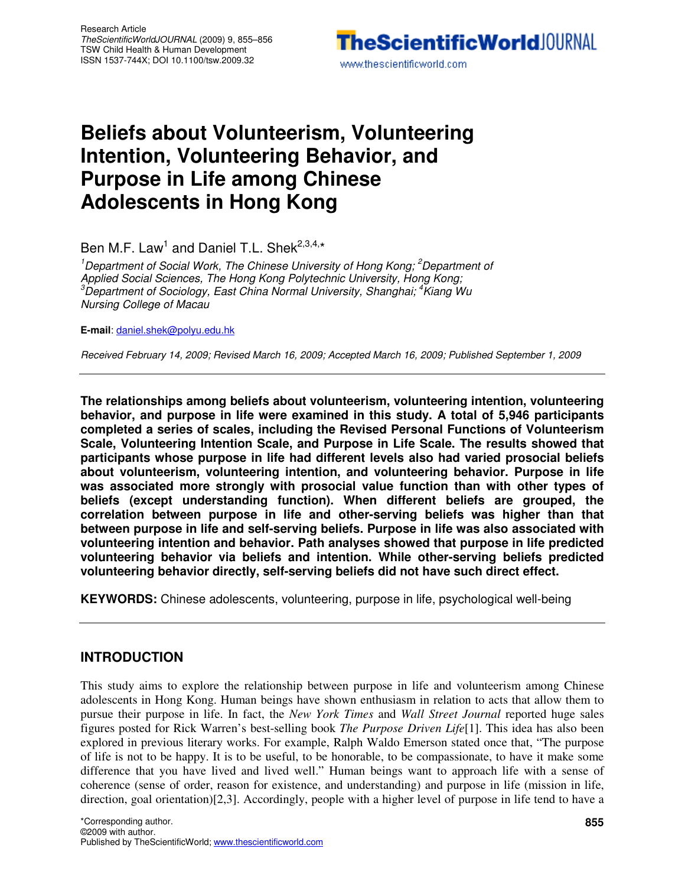Research Article
*TheScientificWorldJOURNAL* (2009) 9, 855–856
TSW Child Health & Human Development
ISSN 1537-744X; DOI 10.1100/tsw.2009.32

# Beliefs about Volunteerism, Volunteering Intention, Volunteering Behavior, and Purpose in Life among Chinese Adolescents in Hong Kong

Ben M.F. Law[1] and Daniel T.L. Shek[2,3,4,*]

[1]*Department of Social Work, The Chinese University of Hong Kong;* [2]*Department of Applied Social Sciences, The Hong Kong Polytechnic University, Hong Kong;* [3]*Department of Sociology, East China Normal University, Shanghai;* [4]*Kiang Wu Nursing College of Macau*

**E-mail**: daniel.shek@polyu.edu.hk

*Received February 14, 2009; Revised March 16, 2009; Accepted March 16, 2009; Published September 1, 2009*

---

**The relationships among beliefs about volunteerism, volunteering intention, volunteering behavior, and purpose in life were examined in this study. A total of 5,946 participants completed a series of scales, including the Revised Personal Functions of Volunteerism Scale, Volunteering Intention Scale, and Purpose in Life Scale. The results showed that participants whose purpose in life had different levels also had varied prosocial beliefs about volunteerism, volunteering intention, and volunteering behavior. Purpose in life was associated more strongly with prosocial value function than with other types of beliefs (except understanding function). When different beliefs are grouped, the correlation between purpose in life and other-serving beliefs was higher than that between purpose in life and self-serving beliefs. Purpose in life was also associated with volunteering intention and behavior. Path analyses showed that purpose in life predicted volunteering behavior via beliefs and intention. While other-serving beliefs predicted volunteering behavior directly, self-serving beliefs did not have such direct effect.**

**KEYWORDS:** Chinese adolescents, volunteering, purpose in life, psychological well-being

---

## INTRODUCTION

This study aims to explore the relationship between purpose in life and volunteerism among Chinese adolescents in Hong Kong. Human beings have shown enthusiasm in relation to acts that allow them to pursue their purpose in life. In fact, the *New York Times* and *Wall Street Journal* reported huge sales figures posted for Rick Warren's best-selling book *The Purpose Driven Life*[1]. This idea has also been explored in previous literary works. For example, Ralph Waldo Emerson stated once that, "The purpose of life is not to be happy. It is to be useful, to be honorable, to be compassionate, to have it make some difference that you have lived and lived well." Human beings want to approach life with a sense of coherence (sense of order, reason for existence, and understanding) and purpose in life (mission in life, direction, goal orientation)[2,3]. Accordingly, people with a higher level of purpose in life tend to have a

*Corresponding author.
©2009 with author.
Published by TheScientificWorld; www.thescientificworld.com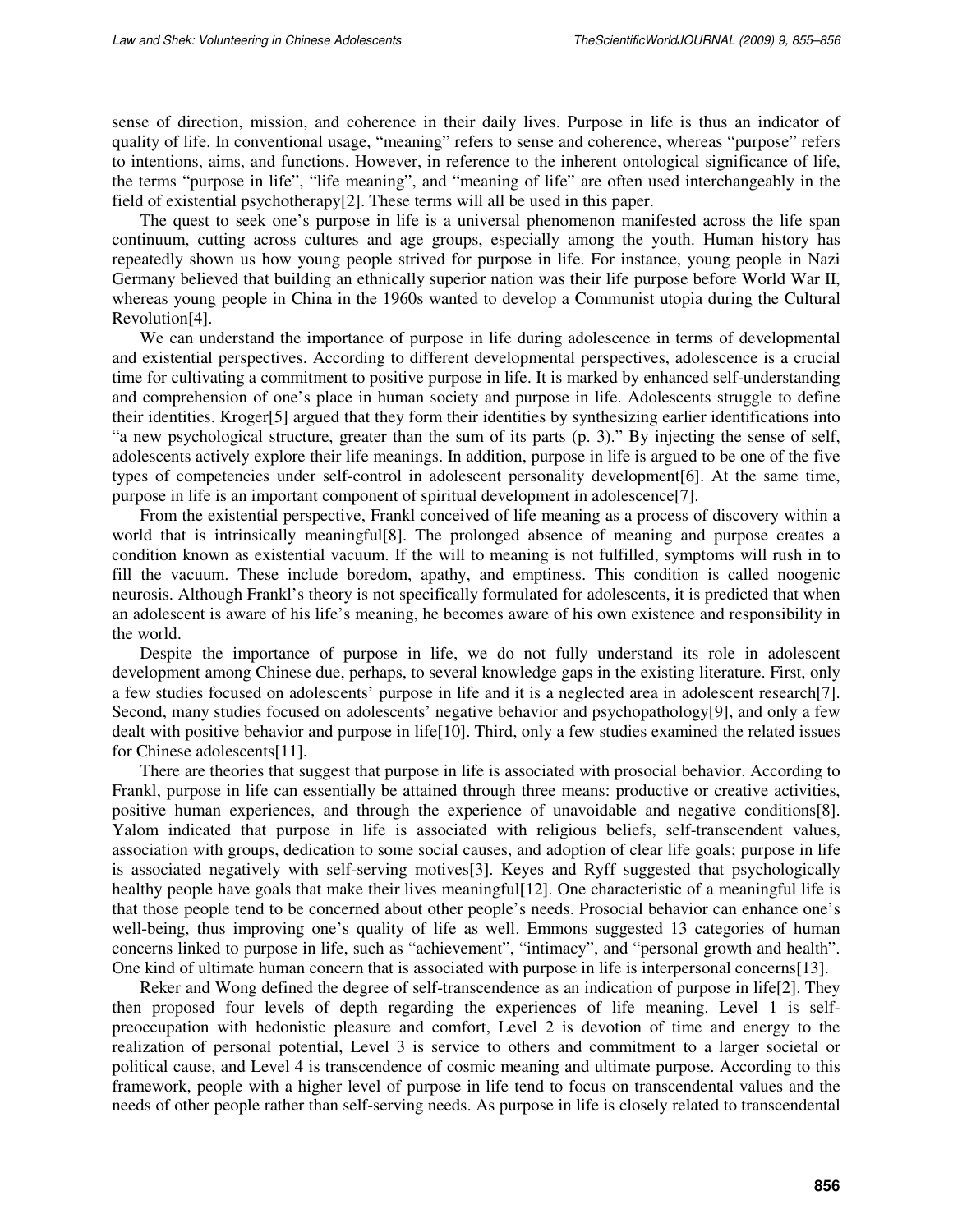sense of direction, mission, and coherence in their daily lives. Purpose in life is thus an indicator of quality of life. In conventional usage, "meaning" refers to sense and coherence, whereas "purpose" refers to intentions, aims, and functions. However, in reference to the inherent ontological significance of life, the terms "purpose in life", "life meaning", and "meaning of life" are often used interchangeably in the field of existential psychotherapy[2]. These terms will all be used in this paper.

The quest to seek one's purpose in life is a universal phenomenon manifested across the life span continuum, cutting across cultures and age groups, especially among the youth. Human history has repeatedly shown us how young people strived for purpose in life. For instance, young people in Nazi Germany believed that building an ethnically superior nation was their life purpose before World War II, whereas young people in China in the 1960s wanted to develop a Communist utopia during the Cultural Revolution[4].

We can understand the importance of purpose in life during adolescence in terms of developmental and existential perspectives. According to different developmental perspectives, adolescence is a crucial time for cultivating a commitment to positive purpose in life. It is marked by enhanced self-understanding and comprehension of one's place in human society and purpose in life. Adolescents struggle to define their identities. Kroger[5] argued that they form their identities by synthesizing earlier identifications into "a new psychological structure, greater than the sum of its parts (p. 3)." By injecting the sense of self, adolescents actively explore their life meanings. In addition, purpose in life is argued to be one of the five types of competencies under self-control in adolescent personality development[6]. At the same time, purpose in life is an important component of spiritual development in adolescence[7].

From the existential perspective, Frankl conceived of life meaning as a process of discovery within a world that is intrinsically meaningful[8]. The prolonged absence of meaning and purpose creates a condition known as existential vacuum. If the will to meaning is not fulfilled, symptoms will rush in to fill the vacuum. These include boredom, apathy, and emptiness. This condition is called noogenic neurosis. Although Frankl's theory is not specifically formulated for adolescents, it is predicted that when an adolescent is aware of his life's meaning, he becomes aware of his own existence and responsibility in the world.

Despite the importance of purpose in life, we do not fully understand its role in adolescent development among Chinese due, perhaps, to several knowledge gaps in the existing literature. First, only a few studies focused on adolescents' purpose in life and it is a neglected area in adolescent research[7]. Second, many studies focused on adolescents' negative behavior and psychopathology[9], and only a few dealt with positive behavior and purpose in life[10]. Third, only a few studies examined the related issues for Chinese adolescents[11].

There are theories that suggest that purpose in life is associated with prosocial behavior. According to Frankl, purpose in life can essentially be attained through three means: productive or creative activities, positive human experiences, and through the experience of unavoidable and negative conditions[8]. Yalom indicated that purpose in life is associated with religious beliefs, self-transcendent values, association with groups, dedication to some social causes, and adoption of clear life goals; purpose in life is associated negatively with self-serving motives[3]. Keyes and Ryff suggested that psychologically healthy people have goals that make their lives meaningful[12]. One characteristic of a meaningful life is that those people tend to be concerned about other people's needs. Prosocial behavior can enhance one's well-being, thus improving one's quality of life as well. Emmons suggested 13 categories of human concerns linked to purpose in life, such as "achievement", "intimacy", and "personal growth and health". One kind of ultimate human concern that is associated with purpose in life is interpersonal concerns[13].

Reker and Wong defined the degree of self-transcendence as an indication of purpose in life[2]. They then proposed four levels of depth regarding the experiences of life meaning. Level 1 is self-preoccupation with hedonistic pleasure and comfort, Level 2 is devotion of time and energy to the realization of personal potential, Level 3 is service to others and commitment to a larger societal or political cause, and Level 4 is transcendence of cosmic meaning and ultimate purpose. According to this framework, people with a higher level of purpose in life tend to focus on transcendental values and the needs of other people rather than self-serving needs. As purpose in life is closely related to transcendental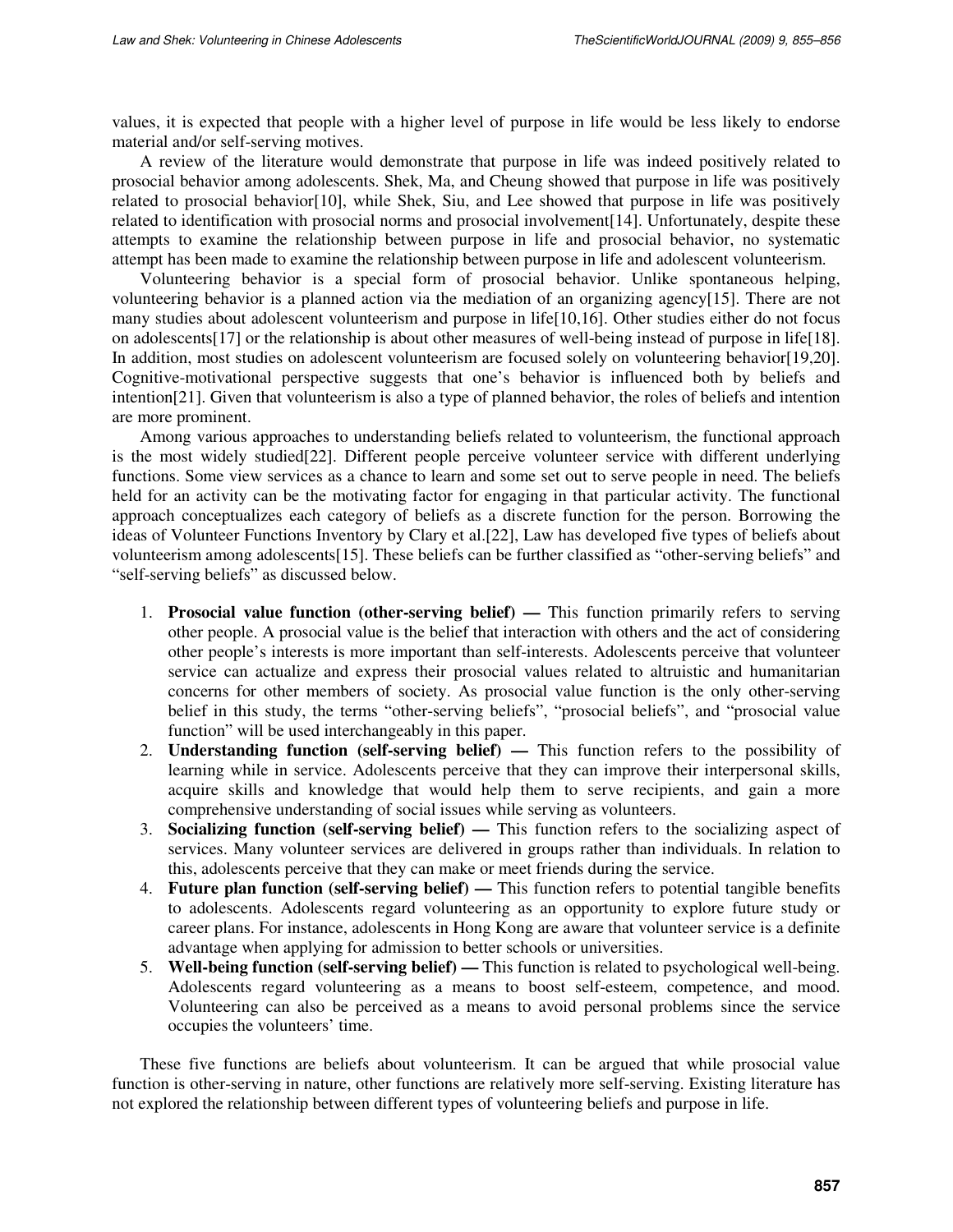values, it is expected that people with a higher level of purpose in life would be less likely to endorse material and/or self-serving motives.

A review of the literature would demonstrate that purpose in life was indeed positively related to prosocial behavior among adolescents. Shek, Ma, and Cheung showed that purpose in life was positively related to prosocial behavior[10], while Shek, Siu, and Lee showed that purpose in life was positively related to identification with prosocial norms and prosocial involvement[14]. Unfortunately, despite these attempts to examine the relationship between purpose in life and prosocial behavior, no systematic attempt has been made to examine the relationship between purpose in life and adolescent volunteerism.

Volunteering behavior is a special form of prosocial behavior. Unlike spontaneous helping, volunteering behavior is a planned action via the mediation of an organizing agency[15]. There are not many studies about adolescent volunteerism and purpose in life[10,16]. Other studies either do not focus on adolescents[17] or the relationship is about other measures of well-being instead of purpose in life[18]. In addition, most studies on adolescent volunteerism are focused solely on volunteering behavior[19,20]. Cognitive-motivational perspective suggests that one's behavior is influenced both by beliefs and intention[21]. Given that volunteerism is also a type of planned behavior, the roles of beliefs and intention are more prominent.

Among various approaches to understanding beliefs related to volunteerism, the functional approach is the most widely studied[22]. Different people perceive volunteer service with different underlying functions. Some view services as a chance to learn and some set out to serve people in need. The beliefs held for an activity can be the motivating factor for engaging in that particular activity. The functional approach conceptualizes each category of beliefs as a discrete function for the person. Borrowing the ideas of Volunteer Functions Inventory by Clary et al.[22], Law has developed five types of beliefs about volunteerism among adolescents[15]. These beliefs can be further classified as "other-serving beliefs" and "self-serving beliefs" as discussed below.

1. **Prosocial value function (other-serving belief) —** This function primarily refers to serving other people. A prosocial value is the belief that interaction with others and the act of considering other people's interests is more important than self-interests. Adolescents perceive that volunteer service can actualize and express their prosocial values related to altruistic and humanitarian concerns for other members of society. As prosocial value function is the only other-serving belief in this study, the terms "other-serving beliefs", "prosocial beliefs", and "prosocial value function" will be used interchangeably in this paper.
2. **Understanding function (self-serving belief) —** This function refers to the possibility of learning while in service. Adolescents perceive that they can improve their interpersonal skills, acquire skills and knowledge that would help them to serve recipients, and gain a more comprehensive understanding of social issues while serving as volunteers.
3. **Socializing function (self-serving belief) —** This function refers to the socializing aspect of services. Many volunteer services are delivered in groups rather than individuals. In relation to this, adolescents perceive that they can make or meet friends during the service.
4. **Future plan function (self-serving belief) —** This function refers to potential tangible benefits to adolescents. Adolescents regard volunteering as an opportunity to explore future study or career plans. For instance, adolescents in Hong Kong are aware that volunteer service is a definite advantage when applying for admission to better schools or universities.
5. **Well-being function (self-serving belief) —** This function is related to psychological well-being. Adolescents regard volunteering as a means to boost self-esteem, competence, and mood. Volunteering can also be perceived as a means to avoid personal problems since the service occupies the volunteers' time.

These five functions are beliefs about volunteerism. It can be argued that while prosocial value function is other-serving in nature, other functions are relatively more self-serving. Existing literature has not explored the relationship between different types of volunteering beliefs and purpose in life.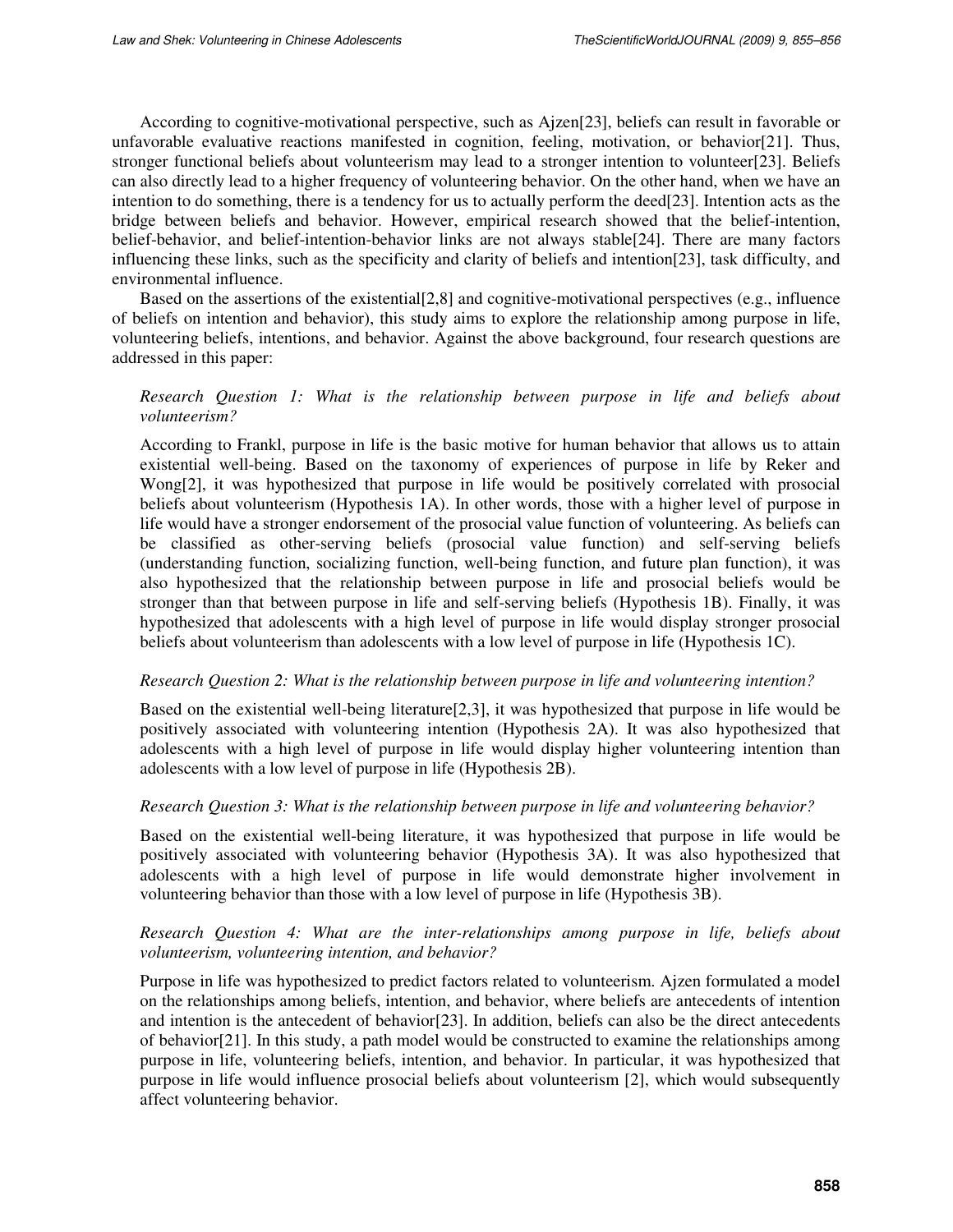According to cognitive-motivational perspective, such as Ajzen[23], beliefs can result in favorable or unfavorable evaluative reactions manifested in cognition, feeling, motivation, or behavior[21]. Thus, stronger functional beliefs about volunteerism may lead to a stronger intention to volunteer[23]. Beliefs can also directly lead to a higher frequency of volunteering behavior. On the other hand, when we have an intention to do something, there is a tendency for us to actually perform the deed[23]. Intention acts as the bridge between beliefs and behavior. However, empirical research showed that the belief-intention, belief-behavior, and belief-intention-behavior links are not always stable[24]. There are many factors influencing these links, such as the specificity and clarity of beliefs and intention[23], task difficulty, and environmental influence.

Based on the assertions of the existential[2,8] and cognitive-motivational perspectives (e.g., influence of beliefs on intention and behavior), this study aims to explore the relationship among purpose in life, volunteering beliefs, intentions, and behavior. Against the above background, four research questions are addressed in this paper:

*Research Question 1: What is the relationship between purpose in life and beliefs about volunteerism?*

According to Frankl, purpose in life is the basic motive for human behavior that allows us to attain existential well-being. Based on the taxonomy of experiences of purpose in life by Reker and Wong[2], it was hypothesized that purpose in life would be positively correlated with prosocial beliefs about volunteerism (Hypothesis 1A). In other words, those with a higher level of purpose in life would have a stronger endorsement of the prosocial value function of volunteering. As beliefs can be classified as other-serving beliefs (prosocial value function) and self-serving beliefs (understanding function, socializing function, well-being function, and future plan function), it was also hypothesized that the relationship between purpose in life and prosocial beliefs would be stronger than that between purpose in life and self-serving beliefs (Hypothesis 1B). Finally, it was hypothesized that adolescents with a high level of purpose in life would display stronger prosocial beliefs about volunteerism than adolescents with a low level of purpose in life (Hypothesis 1C).

*Research Question 2: What is the relationship between purpose in life and volunteering intention?*

Based on the existential well-being literature[2,3], it was hypothesized that purpose in life would be positively associated with volunteering intention (Hypothesis 2A). It was also hypothesized that adolescents with a high level of purpose in life would display higher volunteering intention than adolescents with a low level of purpose in life (Hypothesis 2B).

*Research Question 3: What is the relationship between purpose in life and volunteering behavior?*

Based on the existential well-being literature, it was hypothesized that purpose in life would be positively associated with volunteering behavior (Hypothesis 3A). It was also hypothesized that adolescents with a high level of purpose in life would demonstrate higher involvement in volunteering behavior than those with a low level of purpose in life (Hypothesis 3B).

*Research Question 4: What are the inter-relationships among purpose in life, beliefs about volunteerism, volunteering intention, and behavior?*

Purpose in life was hypothesized to predict factors related to volunteerism. Ajzen formulated a model on the relationships among beliefs, intention, and behavior, where beliefs are antecedents of intention and intention is the antecedent of behavior[23]. In addition, beliefs can also be the direct antecedents of behavior[21]. In this study, a path model would be constructed to examine the relationships among purpose in life, volunteering beliefs, intention, and behavior. In particular, it was hypothesized that purpose in life would influence prosocial beliefs about volunteerism [2], which would subsequently affect volunteering behavior.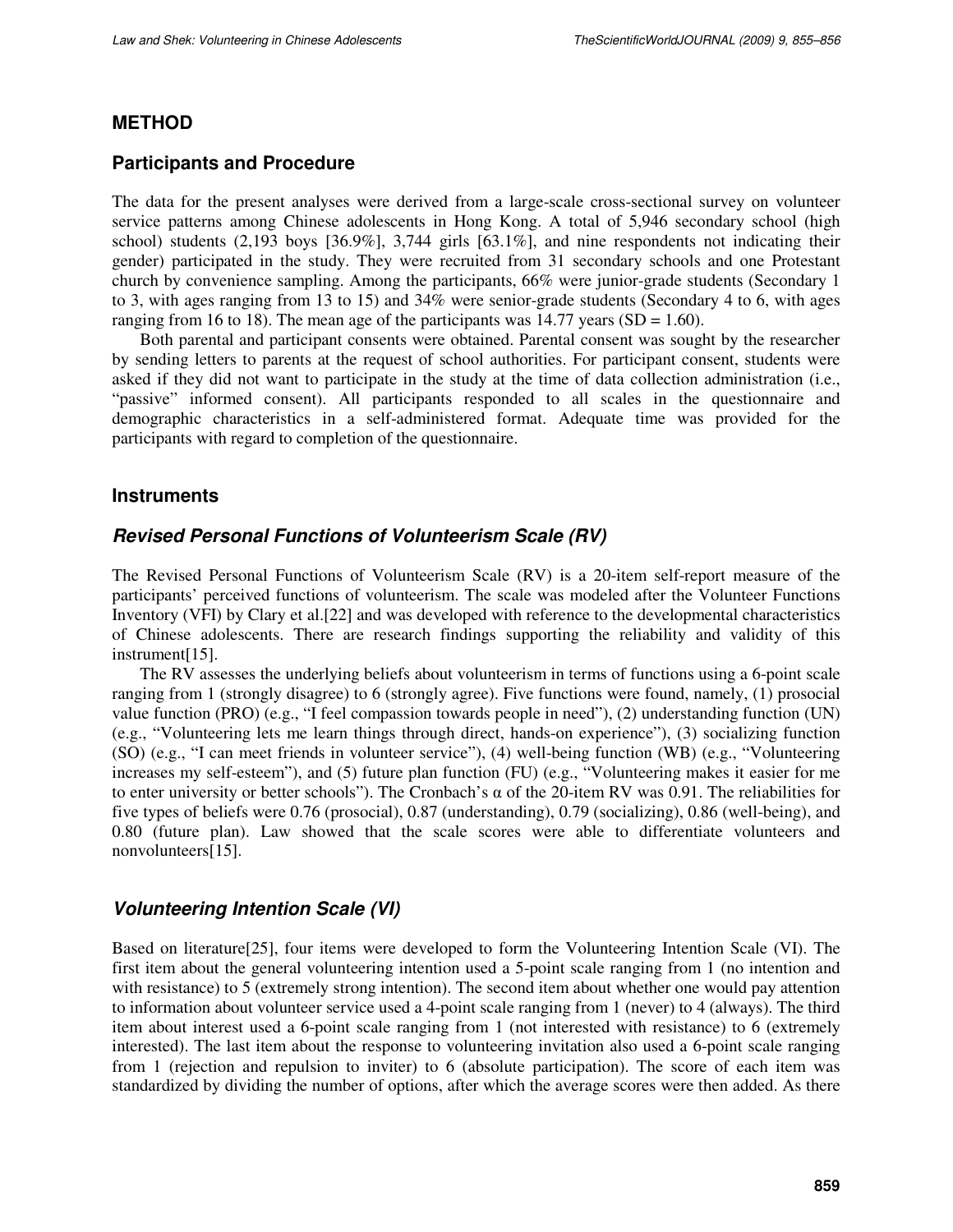## METHOD

### Participants and Procedure

The data for the present analyses were derived from a large-scale cross-sectional survey on volunteer service patterns among Chinese adolescents in Hong Kong. A total of 5,946 secondary school (high school) students (2,193 boys [36.9%], 3,744 girls [63.1%], and nine respondents not indicating their gender) participated in the study. They were recruited from 31 secondary schools and one Protestant church by convenience sampling. Among the participants, 66% were junior-grade students (Secondary 1 to 3, with ages ranging from 13 to 15) and 34% were senior-grade students (Secondary 4 to 6, with ages ranging from 16 to 18). The mean age of the participants was 14.77 years (SD = 1.60).

Both parental and participant consents were obtained. Parental consent was sought by the researcher by sending letters to parents at the request of school authorities. For participant consent, students were asked if they did not want to participate in the study at the time of data collection administration (i.e., "passive" informed consent). All participants responded to all scales in the questionnaire and demographic characteristics in a self-administered format. Adequate time was provided for the participants with regard to completion of the questionnaire.

### Instruments

#### *Revised Personal Functions of Volunteerism Scale (RV)*

The Revised Personal Functions of Volunteerism Scale (RV) is a 20-item self-report measure of the participants' perceived functions of volunteerism. The scale was modeled after the Volunteer Functions Inventory (VFI) by Clary et al.[22] and was developed with reference to the developmental characteristics of Chinese adolescents. There are research findings supporting the reliability and validity of this instrument[15].

The RV assesses the underlying beliefs about volunteerism in terms of functions using a 6-point scale ranging from 1 (strongly disagree) to 6 (strongly agree). Five functions were found, namely, (1) prosocial value function (PRO) (e.g., "I feel compassion towards people in need"), (2) understanding function (UN) (e.g., "Volunteering lets me learn things through direct, hands-on experience"), (3) socializing function (SO) (e.g., "I can meet friends in volunteer service"), (4) well-being function (WB) (e.g., "Volunteering increases my self-esteem"), and (5) future plan function (FU) (e.g., "Volunteering makes it easier for me to enter university or better schools"). The Cronbach's α of the 20-item RV was 0.91. The reliabilities for five types of beliefs were 0.76 (prosocial), 0.87 (understanding), 0.79 (socializing), 0.86 (well-being), and 0.80 (future plan). Law showed that the scale scores were able to differentiate volunteers and nonvolunteers[15].

#### *Volunteering Intention Scale (VI)*

Based on literature[25], four items were developed to form the Volunteering Intention Scale (VI). The first item about the general volunteering intention used a 5-point scale ranging from 1 (no intention and with resistance) to 5 (extremely strong intention). The second item about whether one would pay attention to information about volunteer service used a 4-point scale ranging from 1 (never) to 4 (always). The third item about interest used a 6-point scale ranging from 1 (not interested with resistance) to 6 (extremely interested). The last item about the response to volunteering invitation also used a 6-point scale ranging from 1 (rejection and repulsion to inviter) to 6 (absolute participation). The score of each item was standardized by dividing the number of options, after which the average scores were then added. As there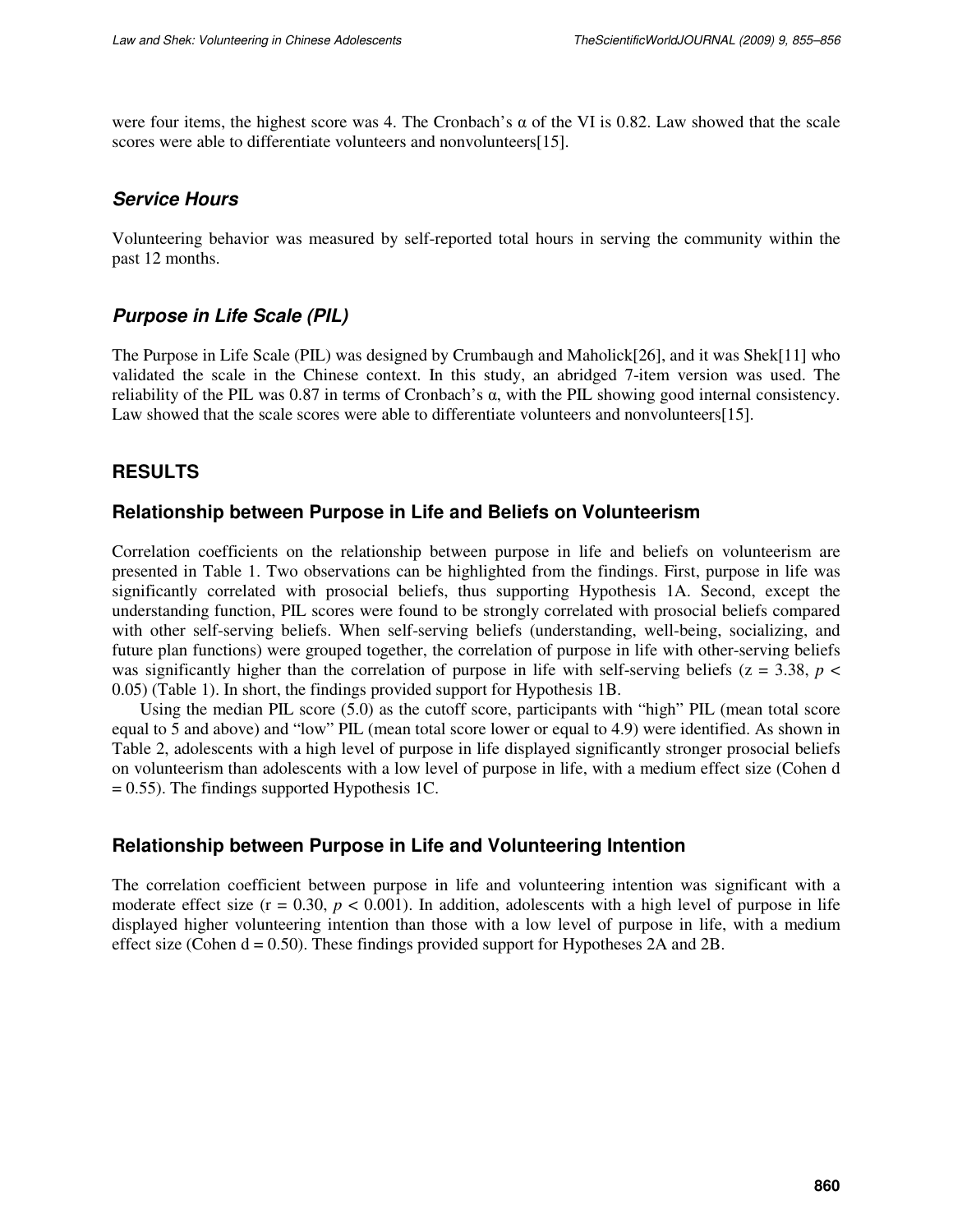were four items, the highest score was 4. The Cronbach's α of the VI is 0.82. Law showed that the scale scores were able to differentiate volunteers and nonvolunteers[15].

### *Service Hours*

Volunteering behavior was measured by self-reported total hours in serving the community within the past 12 months.

### *Purpose in Life Scale (PIL)*

The Purpose in Life Scale (PIL) was designed by Crumbaugh and Maholick[26], and it was Shek[11] who validated the scale in the Chinese context. In this study, an abridged 7-item version was used. The reliability of the PIL was 0.87 in terms of Cronbach's α, with the PIL showing good internal consistency. Law showed that the scale scores were able to differentiate volunteers and nonvolunteers[15].

## RESULTS

### Relationship between Purpose in Life and Beliefs on Volunteerism

Correlation coefficients on the relationship between purpose in life and beliefs on volunteerism are presented in Table 1. Two observations can be highlighted from the findings. First, purpose in life was significantly correlated with prosocial beliefs, thus supporting Hypothesis 1A. Second, except the understanding function, PIL scores were found to be strongly correlated with prosocial beliefs compared with other self-serving beliefs. When self-serving beliefs (understanding, well-being, socializing, and future plan functions) were grouped together, the correlation of purpose in life with other-serving beliefs was significantly higher than the correlation of purpose in life with self-serving beliefs ($z = 3.38$, $p < 0.05$) (Table 1). In short, the findings provided support for Hypothesis 1B.

Using the median PIL score (5.0) as the cutoff score, participants with "high" PIL (mean total score equal to 5 and above) and "low" PIL (mean total score lower or equal to 4.9) were identified. As shown in Table 2, adolescents with a high level of purpose in life displayed significantly stronger prosocial beliefs on volunteerism than adolescents with a low level of purpose in life, with a medium effect size (Cohen $d = 0.55$). The findings supported Hypothesis 1C.

### Relationship between Purpose in Life and Volunteering Intention

The correlation coefficient between purpose in life and volunteering intention was significant with a moderate effect size ($r = 0.30$, $p < 0.001$). In addition, adolescents with a high level of purpose in life displayed higher volunteering intention than those with a low level of purpose in life, with a medium effect size (Cohen $d = 0.50$). These findings provided support for Hypotheses 2A and 2B.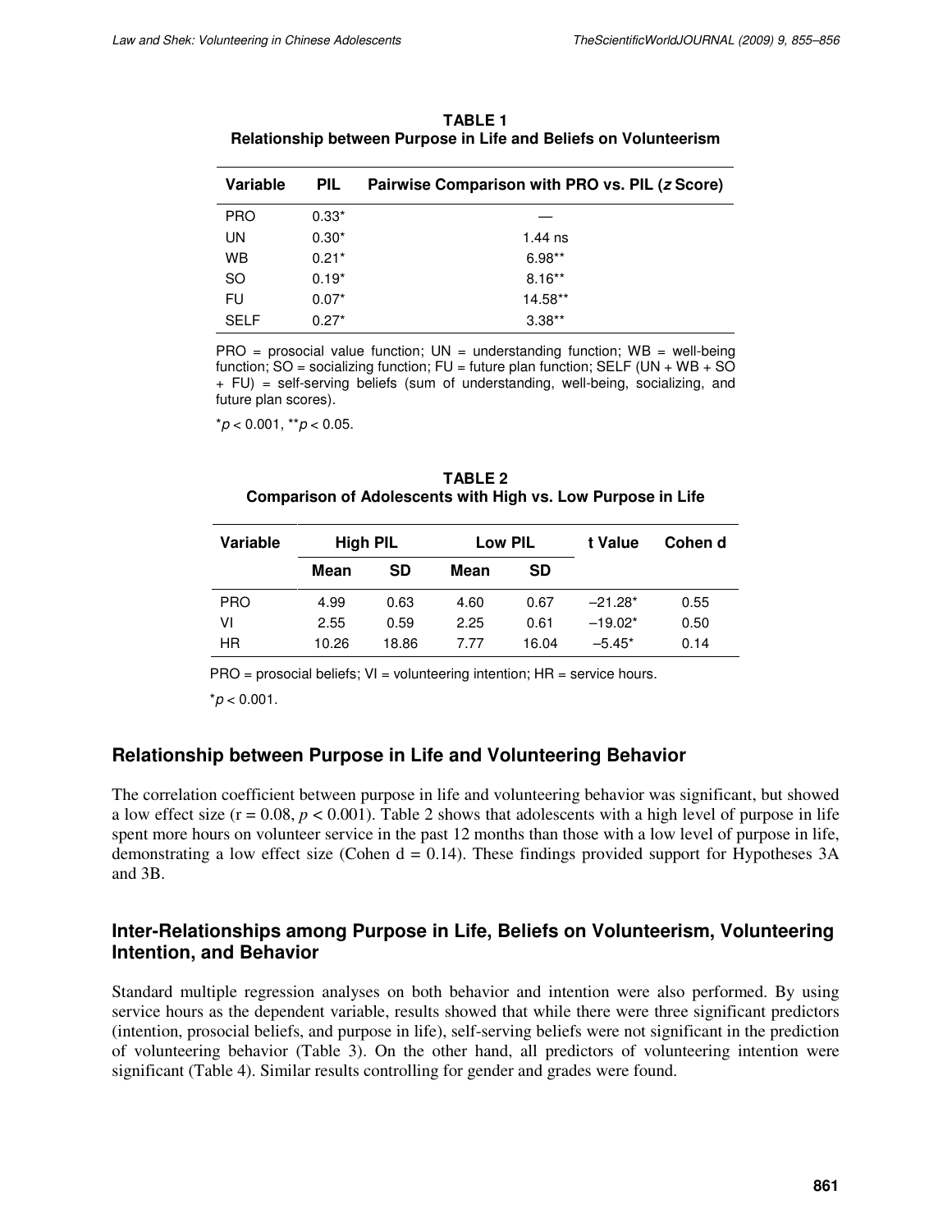**TABLE 1**
**Relationship between Purpose in Life and Beliefs on Volunteerism**

| Variable | PIL | Pairwise Comparison with PRO vs. PIL (*z* Score) |
|---|---|---|
| PRO | 0.33* | — |
| UN | 0.30* | 1.44 ns |
| WB | 0.21* | 6.98** |
| SO | 0.19* | 8.16** |
| FU | 0.07* | 14.58** |
| SELF | 0.27* | 3.38** |

PRO = prosocial value function; UN = understanding function; WB = well-being function; SO = socializing function; FU = future plan function; SELF (UN + WB + SO + FU) = self-serving beliefs (sum of understanding, well-being, socializing, and future plan scores).

*$p < 0.001$, **$p < 0.05$.

**TABLE 2**
**Comparison of Adolescents with High vs. Low Purpose in Life**

| Variable | High PIL | | Low PIL | | t Value | Cohen d |
|---|---|---|---|---|---|---|
| | Mean | SD | Mean | SD | | |
| PRO | 4.99 | 0.63 | 4.60 | 0.67 | –21.28* | 0.55 |
| VI | 2.55 | 0.59 | 2.25 | 0.61 | –19.02* | 0.50 |
| HR | 10.26 | 18.86 | 7.77 | 16.04 | –5.45* | 0.14 |

PRO = prosocial beliefs; VI = volunteering intention; HR = service hours.

*$p < 0.001$.

## Relationship between Purpose in Life and Volunteering Behavior

The correlation coefficient between purpose in life and volunteering behavior was significant, but showed a low effect size ($r = 0.08$, $p < 0.001$). Table 2 shows that adolescents with a high level of purpose in life spent more hours on volunteer service in the past 12 months than those with a low level of purpose in life, demonstrating a low effect size (Cohen $d = 0.14$). These findings provided support for Hypotheses 3A and 3B.

## Inter-Relationships among Purpose in Life, Beliefs on Volunteerism, Volunteering Intention, and Behavior

Standard multiple regression analyses on both behavior and intention were also performed. By using service hours as the dependent variable, results showed that while there were three significant predictors (intention, prosocial beliefs, and purpose in life), self-serving beliefs were not significant in the prediction of volunteering behavior (Table 3). On the other hand, all predictors of volunteering intention were significant (Table 4). Similar results controlling for gender and grades were found.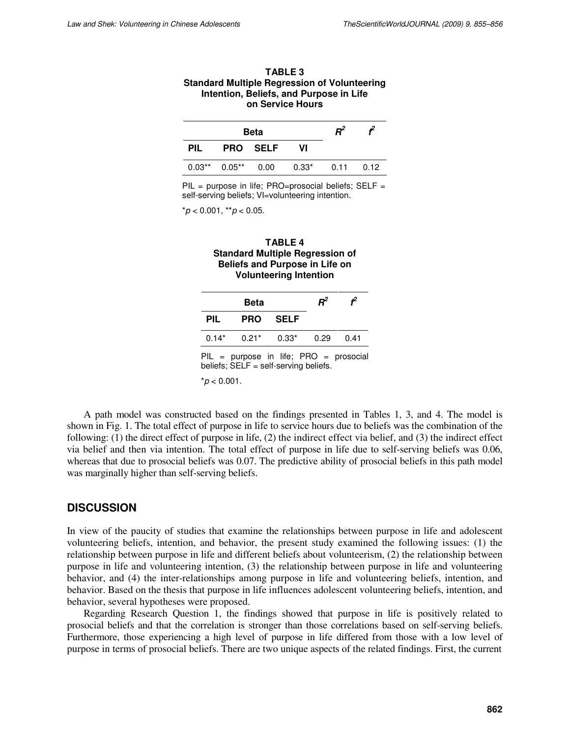**TABLE 3**
**Standard Multiple Regression of Volunteering Intention, Beliefs, and Purpose in Life on Service Hours**

| Beta | | | | $R^2$ | $f^2$ |
|---|---|---|---|---|---|
| PIL | PRO | SELF | VI | | |
| 0.03** | 0.05** | 0.00 | 0.33* | 0.11 | 0.12 |

PIL = purpose in life; PRO=prosocial beliefs; SELF = self-serving beliefs; VI=volunteering intention.

*$p < 0.001$, **$p < 0.05$.

**TABLE 4**
**Standard Multiple Regression of Beliefs and Purpose in Life on Volunteering Intention**

| Beta | | | $R^2$ | $f^2$ |
|---|---|---|---|---|
| PIL | PRO | SELF | | |
| 0.14* | 0.21* | 0.33* | 0.29 | 0.41 |

PIL = purpose in life; PRO = prosocial beliefs; SELF = self-serving beliefs.

*$p < 0.001$.

A path model was constructed based on the findings presented in Tables 1, 3, and 4. The model is shown in Fig. 1. The total effect of purpose in life to service hours due to beliefs was the combination of the following: (1) the direct effect of purpose in life, (2) the indirect effect via belief, and (3) the indirect effect via belief and then via intention. The total effect of purpose in life due to self-serving beliefs was 0.06, whereas that due to prosocial beliefs was 0.07. The predictive ability of prosocial beliefs in this path model was marginally higher than self-serving beliefs.

## DISCUSSION

In view of the paucity of studies that examine the relationships between purpose in life and adolescent volunteering beliefs, intention, and behavior, the present study examined the following issues: (1) the relationship between purpose in life and different beliefs about volunteerism, (2) the relationship between purpose in life and volunteering intention, (3) the relationship between purpose in life and volunteering behavior, and (4) the inter-relationships among purpose in life and volunteering beliefs, intention, and behavior. Based on the thesis that purpose in life influences adolescent volunteering beliefs, intention, and behavior, several hypotheses were proposed.

Regarding Research Question 1, the findings showed that purpose in life is positively related to prosocial beliefs and that the correlation is stronger than those correlations based on self-serving beliefs. Furthermore, those experiencing a high level of purpose in life differed from those with a low level of purpose in terms of prosocial beliefs. There are two unique aspects of the related findings. First, the current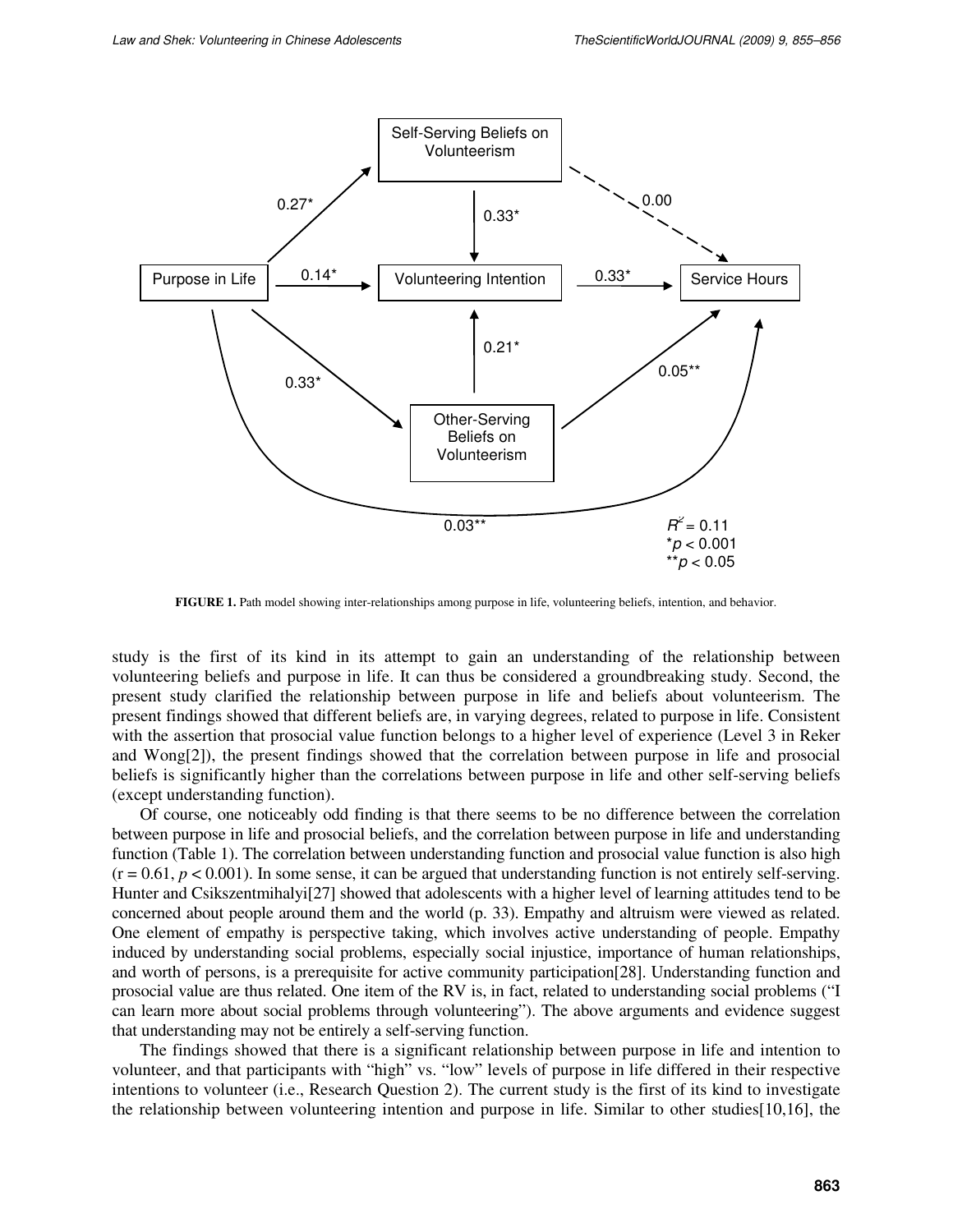FIGURE 1. Path model showing inter-relationships among purpose in life, volunteering beliefs, intention, and behavior.

study is the first of its kind in its attempt to gain an understanding of the relationship between volunteering beliefs and purpose in life. It can thus be considered a groundbreaking study. Second, the present study clarified the relationship between purpose in life and beliefs about volunteerism. The present findings showed that different beliefs are, in varying degrees, related to purpose in life. Consistent with the assertion that prosocial value function belongs to a higher level of experience (Level 3 in Reker and Wong[2]), the present findings showed that the correlation between purpose in life and prosocial beliefs is significantly higher than the correlations between purpose in life and other self-serving beliefs (except understanding function).

Of course, one noticeably odd finding is that there seems to be no difference between the correlation between purpose in life and prosocial beliefs, and the correlation between purpose in life and understanding function (Table 1). The correlation between understanding function and prosocial value function is also high ($r = 0.61$, $p < 0.001$). In some sense, it can be argued that understanding function is not entirely self-serving. Hunter and Csikszentmihalyi[27] showed that adolescents with a higher level of learning attitudes tend to be concerned about people around them and the world (p. 33). Empathy and altruism were viewed as related. One element of empathy is perspective taking, which involves active understanding of people. Empathy induced by understanding social problems, especially social injustice, importance of human relationships, and worth of persons, is a prerequisite for active community participation[28]. Understanding function and prosocial value are thus related. One item of the RV is, in fact, related to understanding social problems ("I can learn more about social problems through volunteering"). The above arguments and evidence suggest that understanding may not be entirely a self-serving function.

The findings showed that there is a significant relationship between purpose in life and intention to volunteer, and that participants with "high" vs. "low" levels of purpose in life differed in their respective intentions to volunteer (i.e., Research Question 2). The current study is the first of its kind to investigate the relationship between volunteering intention and purpose in life. Similar to other studies[10,16], the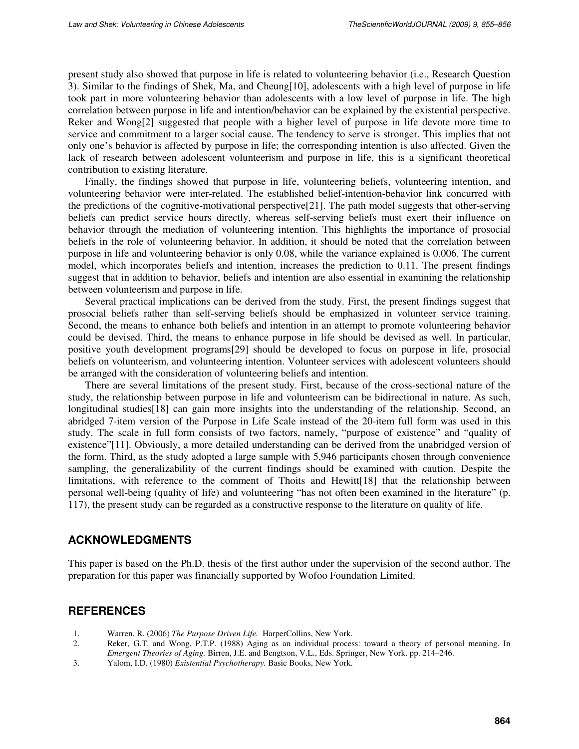present study also showed that purpose in life is related to volunteering behavior (i.e., Research Question 3). Similar to the findings of Shek, Ma, and Cheung[10], adolescents with a high level of purpose in life took part in more volunteering behavior than adolescents with a low level of purpose in life. The high correlation between purpose in life and intention/behavior can be explained by the existential perspective. Reker and Wong[2] suggested that people with a higher level of purpose in life devote more time to service and commitment to a larger social cause. The tendency to serve is stronger. This implies that not only one's behavior is affected by purpose in life; the corresponding intention is also affected. Given the lack of research between adolescent volunteerism and purpose in life, this is a significant theoretical contribution to existing literature.

Finally, the findings showed that purpose in life, volunteering beliefs, volunteering intention, and volunteering behavior were inter-related. The established belief-intention-behavior link concurred with the predictions of the cognitive-motivational perspective[21]. The path model suggests that other-serving beliefs can predict service hours directly, whereas self-serving beliefs must exert their influence on behavior through the mediation of volunteering intention. This highlights the importance of prosocial beliefs in the role of volunteering behavior. In addition, it should be noted that the correlation between purpose in life and volunteering behavior is only 0.08, while the variance explained is 0.006. The current model, which incorporates beliefs and intention, increases the prediction to 0.11. The present findings suggest that in addition to behavior, beliefs and intention are also essential in examining the relationship between volunteerism and purpose in life.

Several practical implications can be derived from the study. First, the present findings suggest that prosocial beliefs rather than self-serving beliefs should be emphasized in volunteer service training. Second, the means to enhance both beliefs and intention in an attempt to promote volunteering behavior could be devised. Third, the means to enhance purpose in life should be devised as well. In particular, positive youth development programs[29] should be developed to focus on purpose in life, prosocial beliefs on volunteerism, and volunteering intention. Volunteer services with adolescent volunteers should be arranged with the consideration of volunteering beliefs and intention.

There are several limitations of the present study. First, because of the cross-sectional nature of the study, the relationship between purpose in life and volunteerism can be bidirectional in nature. As such, longitudinal studies[18] can gain more insights into the understanding of the relationship. Second, an abridged 7-item version of the Purpose in Life Scale instead of the 20-item full form was used in this study. The scale in full form consists of two factors, namely, "purpose of existence" and "quality of existence"[11]. Obviously, a more detailed understanding can be derived from the unabridged version of the form. Third, as the study adopted a large sample with 5,946 participants chosen through convenience sampling, the generalizability of the current findings should be examined with caution. Despite the limitations, with reference to the comment of Thoits and Hewitt[18] that the relationship between personal well-being (quality of life) and volunteering "has not often been examined in the literature" (p. 117), the present study can be regarded as a constructive response to the literature on quality of life.

## ACKNOWLEDGMENTS

This paper is based on the Ph.D. thesis of the first author under the supervision of the second author. The preparation for this paper was financially supported by Wofoo Foundation Limited.

## REFERENCES

1. Warren, R. (2006) *The Purpose Driven Life.* HarperCollins, New York.
2. Reker, G.T. and Wong, P.T.P. (1988) Aging as an individual process: toward a theory of personal meaning. In *Emergent Theories of Aging.* Birren, J.E. and Bengtson, V.L., Eds. Springer, New York. pp. 214–246.
3. Yalom, I.D. (1980) *Existential Psychotherapy.* Basic Books, New York.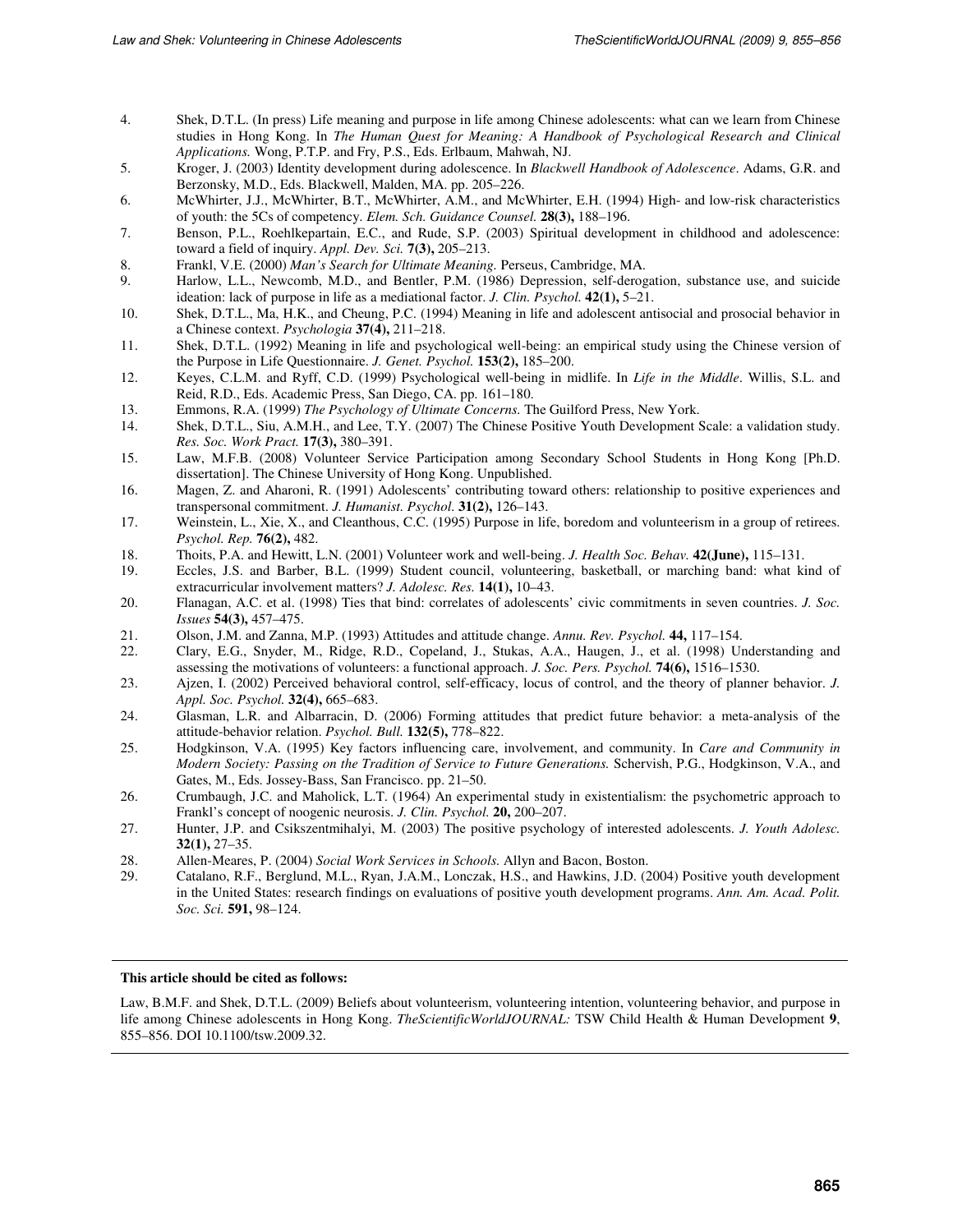4. Shek, D.T.L. (In press) Life meaning and purpose in life among Chinese adolescents: what can we learn from Chinese studies in Hong Kong. In *The Human Quest for Meaning: A Handbook of Psychological Research and Clinical Applications.* Wong, P.T.P. and Fry, P.S., Eds. Erlbaum, Mahwah, NJ.
5. Kroger, J. (2003) Identity development during adolescence. In *Blackwell Handbook of Adolescence*. Adams, G.R. and Berzonsky, M.D., Eds. Blackwell, Malden, MA. pp. 205–226.
6. McWhirter, J.J., McWhirter, B.T., McWhirter, A.M., and McWhirter, E.H. (1994) High- and low-risk characteristics of youth: the 5Cs of competency. *Elem. Sch. Guidance Counsel.* **28(3),** 188–196.
7. Benson, P.L., Roehlkepartain, E.C., and Rude, S.P. (2003) Spiritual development in childhood and adolescence: toward a field of inquiry. *Appl. Dev. Sci.* **7(3),** 205–213.
8. Frankl, V.E. (2000) *Man's Search for Ultimate Meaning.* Perseus, Cambridge, MA.
9. Harlow, L.L., Newcomb, M.D., and Bentler, P.M. (1986) Depression, self-derogation, substance use, and suicide ideation: lack of purpose in life as a mediational factor. *J. Clin. Psychol.* **42(1),** 5–21.
10. Shek, D.T.L., Ma, H.K., and Cheung, P.C. (1994) Meaning in life and adolescent antisocial and prosocial behavior in a Chinese context. *Psychologia* **37(4),** 211–218.
11. Shek, D.T.L. (1992) Meaning in life and psychological well-being: an empirical study using the Chinese version of the Purpose in Life Questionnaire. *J. Genet. Psychol.* **153(2),** 185–200.
12. Keyes, C.L.M. and Ryff, C.D. (1999) Psychological well-being in midlife. In *Life in the Middle*. Willis, S.L. and Reid, R.D., Eds. Academic Press, San Diego, CA. pp. 161–180.
13. Emmons, R.A. (1999) *The Psychology of Ultimate Concerns.* The Guilford Press, New York.
14. Shek, D.T.L., Siu, A.M.H., and Lee, T.Y. (2007) The Chinese Positive Youth Development Scale: a validation study. *Res. Soc. Work Pract.* **17(3),** 380–391.
15. Law, M.F.B. (2008) Volunteer Service Participation among Secondary School Students in Hong Kong [Ph.D. dissertation]. The Chinese University of Hong Kong. Unpublished.
16. Magen, Z. and Aharoni, R. (1991) Adolescents' contributing toward others: relationship to positive experiences and transpersonal commitment. *J. Humanist. Psychol.* **31(2),** 126–143.
17. Weinstein, L., Xie, X., and Cleanthous, C.C. (1995) Purpose in life, boredom and volunteerism in a group of retirees. *Psychol. Rep.* **76(2),** 482.
18. Thoits, P.A. and Hewitt, L.N. (2001) Volunteer work and well-being. *J. Health Soc. Behav.* **42(June),** 115–131.
19. Eccles, J.S. and Barber, B.L. (1999) Student council, volunteering, basketball, or marching band: what kind of extracurricular involvement matters? *J. Adolesc. Res.* **14(1),** 10–43.
20. Flanagan, A.C. et al. (1998) Ties that bind: correlates of adolescents' civic commitments in seven countries. *J. Soc. Issues* **54(3),** 457–475.
21. Olson, J.M. and Zanna, M.P. (1993) Attitudes and attitude change. *Annu. Rev. Psychol.* **44,** 117–154.
22. Clary, E.G., Snyder, M., Ridge, R.D., Copeland, J., Stukas, A.A., Haugen, J., et al. (1998) Understanding and assessing the motivations of volunteers: a functional approach. *J. Soc. Pers. Psychol.* **74(6),** 1516–1530.
23. Ajzen, I. (2002) Perceived behavioral control, self-efficacy, locus of control, and the theory of planner behavior. *J. Appl. Soc. Psychol.* **32(4),** 665–683.
24. Glasman, L.R. and Albarracin, D. (2006) Forming attitudes that predict future behavior: a meta-analysis of the attitude-behavior relation. *Psychol. Bull.* **132(5),** 778–822.
25. Hodgkinson, V.A. (1995) Key factors influencing care, involvement, and community. In *Care and Community in Modern Society: Passing on the Tradition of Service to Future Generations.* Schervish, P.G., Hodgkinson, V.A., and Gates, M., Eds. Jossey-Bass, San Francisco. pp. 21–50.
26. Crumbaugh, J.C. and Maholick, L.T. (1964) An experimental study in existentialism: the psychometric approach to Frankl's concept of noogenic neurosis. *J. Clin. Psychol.* **20,** 200–207.
27. Hunter, J.P. and Csikszentmihalyi, M. (2003) The positive psychology of interested adolescents. *J. Youth Adolesc.* **32(1),** 27–35.
28. Allen-Meares, P. (2004) *Social Work Services in Schools.* Allyn and Bacon, Boston.
29. Catalano, R.F., Berglund, M.L., Ryan, J.A.M., Lonczak, H.S., and Hawkins, J.D. (2004) Positive youth development in the United States: research findings on evaluations of positive youth development programs. *Ann. Am. Acad. Polit. Soc. Sci.* **591,** 98–124.

---

**This article should be cited as follows:**

Law, B.M.F. and Shek, D.T.L. (2009) Beliefs about volunteerism, volunteering intention, volunteering behavior, and purpose in life among Chinese adolescents in Hong Kong. *TheScientificWorldJOURNAL:* TSW Child Health & Human Development **9**, 855–856. DOI 10.1100/tsw.2009.32.